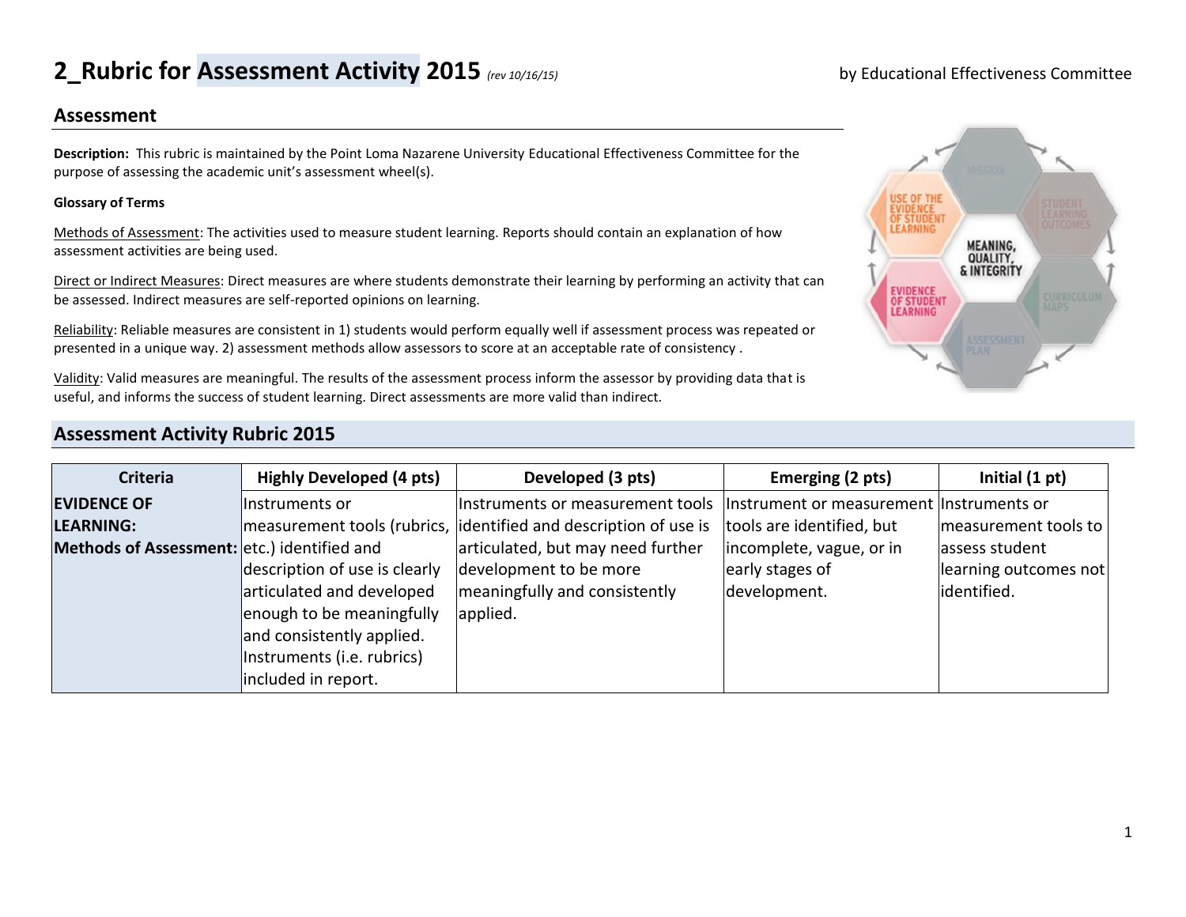# 2_Rubric for Assessment Activity 2015 *(rev 10/16/15)*

by Educational Effectiveness Committee

## Assessment

**Description:** This rubric is maintained by the Point Loma Nazarene University Educational Effectiveness Committee for the purpose of assessing the academic unit's assessment wheel(s).

**Glossary of Terms**

Methods of Assessment: The activities used to measure student learning. Reports should contain an explanation of how assessment activities are being used.

Direct or Indirect Measures: Direct measures are where students demonstrate their learning by performing an activity that can be assessed. Indirect measures are self-reported opinions on learning.

Reliability: Reliable measures are consistent in 1) students would perform equally well if assessment process was repeated or presented in a unique way. 2) assessment methods allow assessors to score at an acceptable rate of consistency .

Validity: Valid measures are meaningful. The results of the assessment process inform the assessor by providing data that is useful, and informs the success of student learning. Direct assessments are more valid than indirect.

## Assessment Activity Rubric 2015

| Criteria | Highly Developed (4 pts) | Developed (3 pts) | Emerging (2 pts) | Initial (1 pt) |
|---|---|---|---|---|
| **EVIDENCE OF LEARNING: Methods of Assessment:** | Instruments or measurement tools (rubrics, etc.) identified and description of use is clearly articulated and developed enough to be meaningfully and consistently applied. Instruments (i.e. rubrics) included in report. | Instruments or measurement tools identified and description of use is articulated, but may need further development to be more meaningfully and consistently applied. | Instrument or measurement tools are identified, but incomplete, vague, or in early stages of development. | Instruments or measurement tools to assess student learning outcomes not identified. |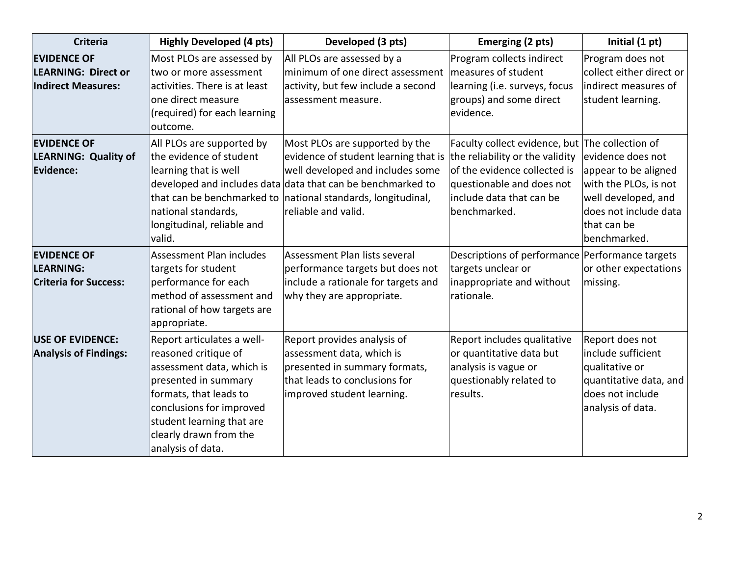| Criteria | Highly Developed (4 pts) | Developed (3 pts) | Emerging (2 pts) | Initial (1 pt) |
|---|---|---|---|---|
| **EVIDENCE OF LEARNING: Direct or Indirect Measures:** | Most PLOs are assessed by two or more assessment activities. There is at least one direct measure (required) for each learning outcome. | All PLOs are assessed by a minimum of one direct assessment activity, but few include a second assessment measure. | Program collects indirect measures of student learning (i.e. surveys, focus groups) and some direct evidence. | Program does not collect either direct or indirect measures of student learning. |
| **EVIDENCE OF LEARNING: Quality of Evidence:** | All PLOs are supported by the evidence of student learning that is well developed and includes data that can be benchmarked to national standards, longitudinal, reliable and valid. | Most PLOs are supported by the evidence of student learning that is well developed and includes some data that can be benchmarked to national standards, longitudinal, reliable and valid. | Faculty collect evidence, but the reliability or the validity of the evidence collected is questionable and does not include data that can be benchmarked. | The collection of evidence does not appear to be aligned with the PLOs, is not well developed, and does not include data that can be benchmarked. |
| **EVIDENCE OF LEARNING: Criteria for Success:** | Assessment Plan includes targets for student performance for each method of assessment and rational of how targets are appropriate. | Assessment Plan lists several performance targets but does not include a rationale for targets and why they are appropriate. | Descriptions of performance targets unclear or inappropriate and without rationale. | Performance targets or other expectations missing. |
| **USE OF EVIDENCE: Analysis of Findings:** | Report articulates a well-reasoned critique of assessment data, which is presented in summary formats, that leads to conclusions for improved student learning that are clearly drawn from the analysis of data. | Report provides analysis of assessment data, which is presented in summary formats, that leads to conclusions for improved student learning. | Report includes qualitative or quantitative data but analysis is vague or questionably related to results. | Report does not include sufficient qualitative or quantitative data, and does not include analysis of data. |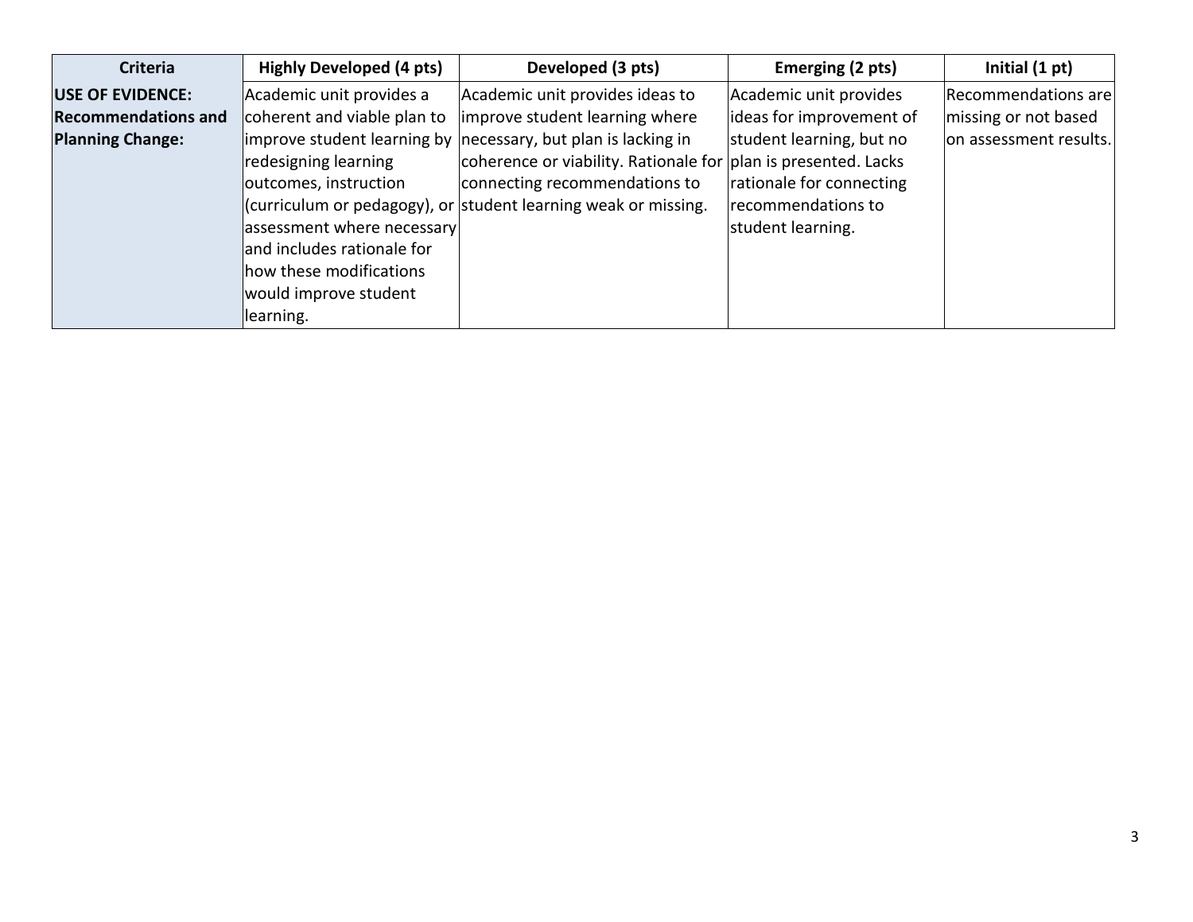| Criteria | Highly Developed (4 pts) | Developed (3 pts) | Emerging (2 pts) | Initial (1 pt) |
|---|---|---|---|---|
| **USE OF EVIDENCE: Recommendations and Planning Change:** | Academic unit provides a coherent and viable plan to improve student learning by redesigning learning outcomes, instruction (curriculum or pedagogy), or assessment where necessary and includes rationale for how these modifications would improve student learning. | Academic unit provides ideas to improve student learning where necessary, but plan is lacking in coherence or viability. Rationale for connecting recommendations to student learning weak or missing. | Academic unit provides ideas for improvement of student learning, but no plan is presented. Lacks rationale for connecting recommendations to student learning. | Recommendations are missing or not based on assessment results. |